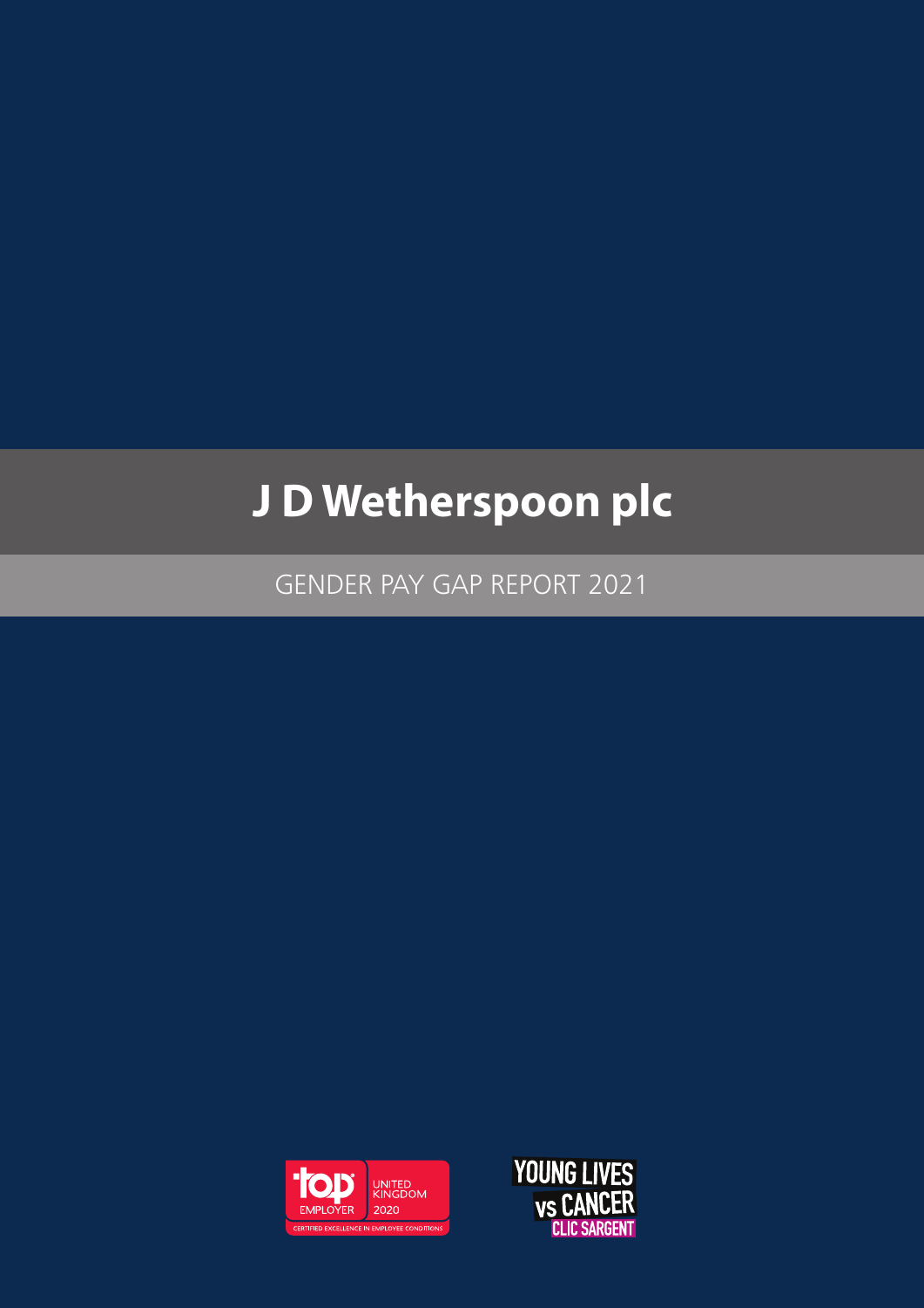# J D Wetherspoon plc

GENDER PAY GAP REPORT 2021

top EMPLOYER UNITED KINGDOM 2020 CERTIFIED EXCELLENCE IN EMPLOYEE CONDITIONS

YOUNG LIVES vs CANCER CLIC SARGENT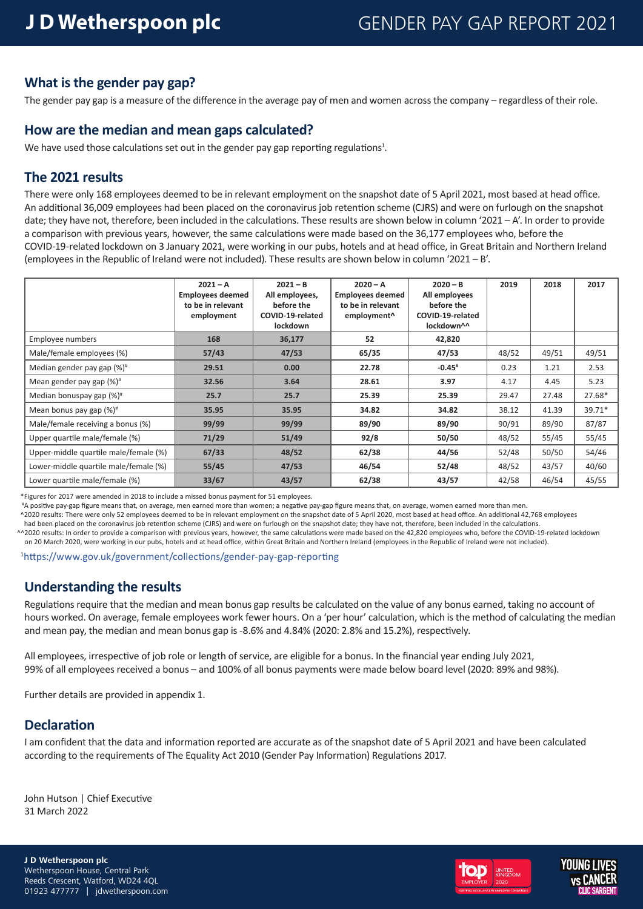# J D Wetherspoon plc

# GENDER PAY GAP REPORT 2021

## What is the gender pay gap?

The gender pay gap is a measure of the difference in the average pay of men and women across the company – regardless of their role.

## How are the median and mean gaps calculated?

We have used those calculations set out in the gender pay gap reporting regulations[1].

## The 2021 results

There were only 168 employees deemed to be in relevant employment on the snapshot date of 5 April 2021, most based at head office. An additional 36,009 employees had been placed on the coronavirus job retention scheme (CJRS) and were on furlough on the snapshot date; they have not, therefore, been included in the calculations. These results are shown below in column '2021 – A'. In order to provide a comparison with previous years, however, the same calculations were made based on the 36,177 employees who, before the COVID-19-related lockdown on 3 January 2021, were working in our pubs, hotels and at head office, in Great Britain and Northern Ireland (employees in the Republic of Ireland were not included). These results are shown below in column '2021 – B'.

| | 2021 – A Employees deemed to be in relevant employment | 2021 – B All employees, before the COVID-19-related lockdown | 2020 – A Employees deemed to be in relevant employment^ | 2020 – B All employees before the COVID-19-related lockdown^^ | 2019 | 2018 | 2017 |
|---|---|---|---|---|---|---|---|
| Employee numbers | 168 | 36,177 | 52 | 42,820 | | | |
| Male/female employees (%) | 57/43 | 47/53 | 65/35 | 47/53 | 48/52 | 49/51 | 49/51 |
| Median gender pay gap (%)# | 29.51 | 0.00 | 22.78 | -0.45# | 0.23 | 1.21 | 2.53 |
| Mean gender pay gap (%)# | 32.56 | 3.64 | 28.61 | 3.97 | 4.17 | 4.45 | 5.23 |
| Median bonuspay gap (%)# | 25.7 | 25.7 | 25.39 | 25.39 | 29.47 | 27.48 | 27.68* |
| Mean bonus pay gap (%)# | 35.95 | 35.95 | 34.82 | 34.82 | 38.12 | 41.39 | 39.71* |
| Male/female receiving a bonus (%) | 99/99 | 99/99 | 89/90 | 89/90 | 90/91 | 89/90 | 87/87 |
| Upper quartile male/female (%) | 71/29 | 51/49 | 92/8 | 50/50 | 48/52 | 55/45 | 55/45 |
| Upper-middle quartile male/female (%) | 67/33 | 48/52 | 62/38 | 44/56 | 52/48 | 50/50 | 54/46 |
| Lower-middle quartile male/female (%) | 55/45 | 47/53 | 46/54 | 52/48 | 48/52 | 43/57 | 40/60 |
| Lower quartile male/female (%) | 33/67 | 43/57 | 62/38 | 43/57 | 42/58 | 46/54 | 45/55 |

*Figures for 2017 were amended in 2018 to include a missed bonus payment for 51 employees.

#A positive pay-gap figure means that, on average, men earned more than women; a negative pay-gap figure means that, on average, women earned more than men.

^2020 results: There were only 52 employees deemed to be in relevant employment on the snapshot date of 5 April 2020, most based at head office. An additional 42,768 employees had been placed on the coronavirus job retention scheme (CJRS) and were on furlough on the snapshot date; they have not, therefore, been included in the calculations.

^^2020 results: In order to provide a comparison with previous years, however, the same calculations were made based on the 42,820 employees who, before the COVID-19-related lockdown on 20 March 2020, were working in our pubs, hotels and at head office, within Great Britain and Northern Ireland (employees in the Republic of Ireland were not included).

[1]https://www.gov.uk/government/collections/gender-pay-gap-reporting

## Understanding the results

Regulations require that the median and mean bonus gap results be calculated on the value of any bonus earned, taking no account of hours worked. On average, female employees work fewer hours. On a 'per hour' calculation, which is the method of calculating the median and mean pay, the median and mean bonus gap is -8.6% and 4.84% (2020: 2.8% and 15.2%), respectively.

All employees, irrespective of job role or length of service, are eligible for a bonus. In the financial year ending July 2021, 99% of all employees received a bonus – and 100% of all bonus payments were made below board level (2020: 89% and 98%).

Further details are provided in appendix 1.

## Declaration

I am confident that the data and information reported are accurate as of the snapshot date of 5 April 2021 and have been calculated according to the requirements of The Equality Act 2010 (Gender Pay Information) Regulations 2017.

John Hutson | Chief Executive
31 March 2022

**J D Wetherspoon plc**
Wetherspoon House, Central Park
Reeds Crescent, Watford, WD24 4QL
01923 477777 | jdwetherspoon.com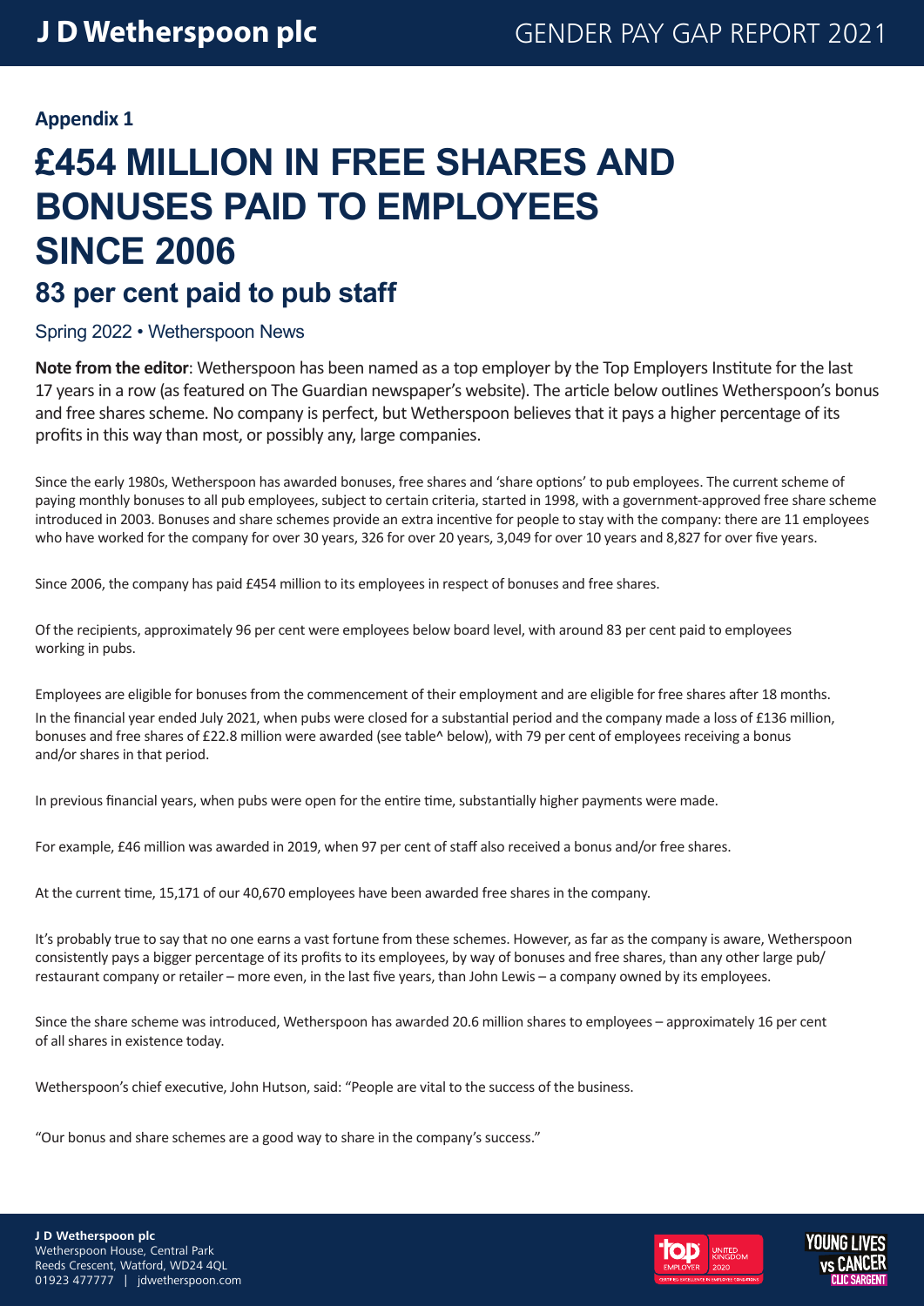**Appendix 1**

# £454 MILLION IN FREE SHARES AND BONUSES PAID TO EMPLOYEES SINCE 2006

## 83 per cent paid to pub staff

Spring 2022 • Wetherspoon News

**Note from the editor**: Wetherspoon has been named as a top employer by the Top Employers Institute for the last 17 years in a row (as featured on The Guardian newspaper's website). The article below outlines Wetherspoon's bonus and free shares scheme. No company is perfect, but Wetherspoon believes that it pays a higher percentage of its profits in this way than most, or possibly any, large companies.

Since the early 1980s, Wetherspoon has awarded bonuses, free shares and 'share options' to pub employees. The current scheme of paying monthly bonuses to all pub employees, subject to certain criteria, started in 1998, with a government-approved free share scheme introduced in 2003. Bonuses and share schemes provide an extra incentive for people to stay with the company: there are 11 employees who have worked for the company for over 30 years, 326 for over 20 years, 3,049 for over 10 years and 8,827 for over five years.

Since 2006, the company has paid £454 million to its employees in respect of bonuses and free shares.

Of the recipients, approximately 96 per cent were employees below board level, with around 83 per cent paid to employees working in pubs.

Employees are eligible for bonuses from the commencement of their employment and are eligible for free shares after 18 months.

In the financial year ended July 2021, when pubs were closed for a substantial period and the company made a loss of £136 million, bonuses and free shares of £22.8 million were awarded (see table^ below), with 79 per cent of employees receiving a bonus and/or shares in that period.

In previous financial years, when pubs were open for the entire time, substantially higher payments were made.

For example, £46 million was awarded in 2019, when 97 per cent of staff also received a bonus and/or free shares.

At the current time, 15,171 of our 40,670 employees have been awarded free shares in the company.

It's probably true to say that no one earns a vast fortune from these schemes. However, as far as the company is aware, Wetherspoon consistently pays a bigger percentage of its profits to its employees, by way of bonuses and free shares, than any other large pub/restaurant company or retailer – more even, in the last five years, than John Lewis – a company owned by its employees.

Since the share scheme was introduced, Wetherspoon has awarded 20.6 million shares to employees – approximately 16 per cent of all shares in existence today.

Wetherspoon's chief executive, John Hutson, said: "People are vital to the success of the business.

"Our bonus and share schemes are a good way to share in the company's success."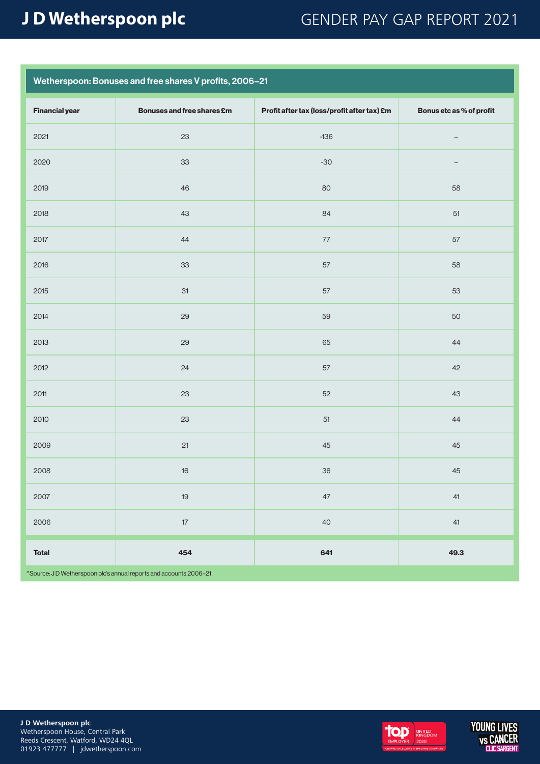## Wetherspoon: Bonuses and free shares V profits, 2006–21

| Financial year | Bonuses and free shares £m | Profit after tax (loss/profit after tax) £m | Bonus etc as % of profit |
|---|---|---|---|
| 2021 | 23 | -136 | – |
| 2020 | 33 | -30 | – |
| 2019 | 46 | 80 | 58 |
| 2018 | 43 | 84 | 51 |
| 2017 | 44 | 77 | 57 |
| 2016 | 33 | 57 | 58 |
| 2015 | 31 | 57 | 53 |
| 2014 | 29 | 59 | 50 |
| 2013 | 29 | 65 | 44 |
| 2012 | 24 | 57 | 42 |
| 2011 | 23 | 52 | 43 |
| 2010 | 23 | 51 | 44 |
| 2009 | 21 | 45 | 45 |
| 2008 | 16 | 36 | 45 |
| 2007 | 19 | 47 | 41 |
| 2006 | 17 | 40 | 41 |
| **Total** | **454** | **641** | **49.3** |

^Source: J D Wetherspoon plc's annual reports and accounts 2006–21

**J D Wetherspoon plc**
Wetherspoon House, Central Park
Reeds Crescent, Watford, WD24 4QL
01923 477777 | jdwetherspoon.com